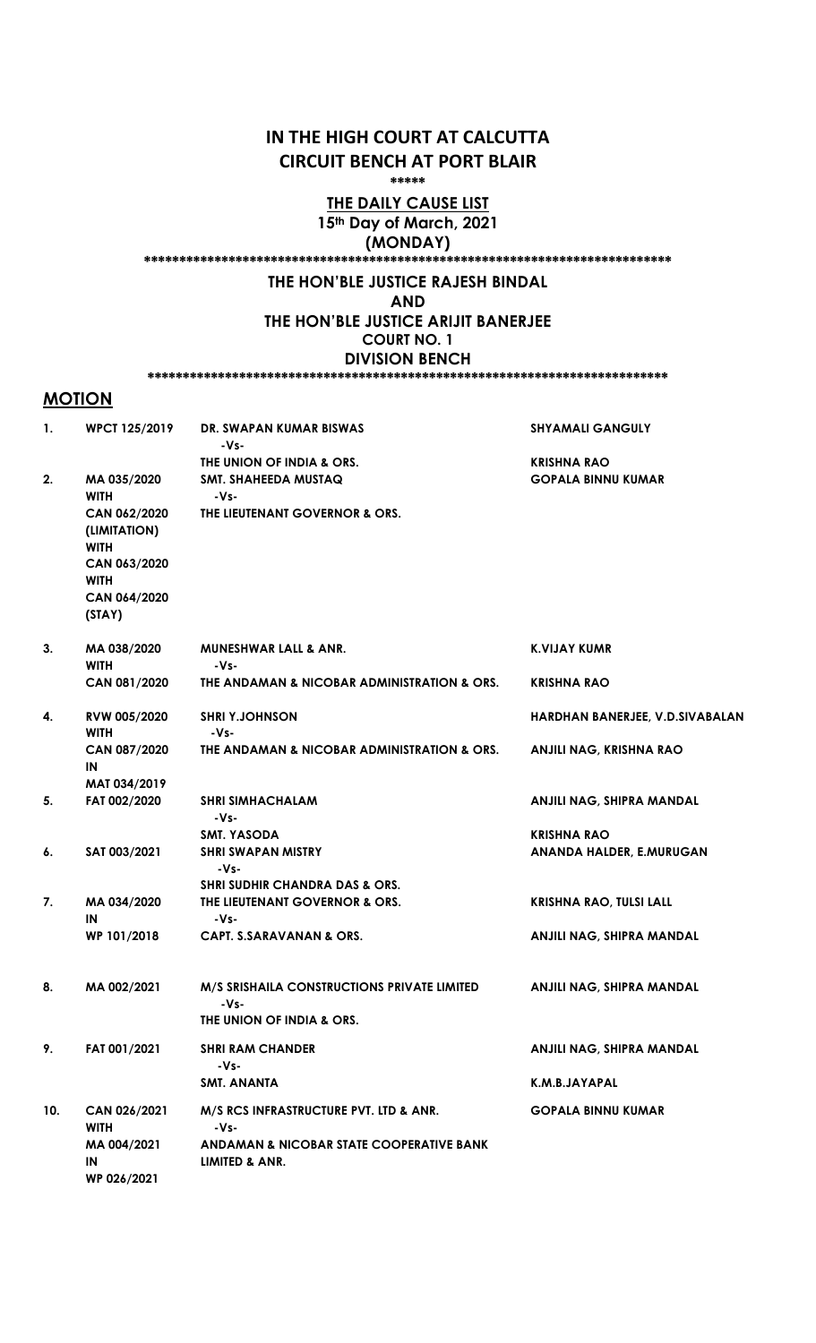# IN THE HIGH COURT AT CALCUTTA
# CIRCUIT BENCH AT PORT BLAIR

\*\*\*\*\*

**THE DAILY CAUSE LIST**

**15th Day of March, 2021**

**(MONDAY)**

\*\*\*\*\*\*\*\*\*\*\*\*\*\*\*\*\*\*\*\*\*\*\*\*\*\*\*\*\*\*\*\*\*\*\*\*\*\*\*\*\*\*\*\*\*\*\*\*\*\*\*\*\*\*\*\*\*\*\*\*\*\*\*\*\*\*\*\*\*\*\*\*\*\*\*\*

**THE HON'BLE JUSTICE RAJESH BINDAL**

**AND**

**THE HON'BLE JUSTICE ARIJIT BANERJEE**

**COURT NO. 1**

**DIVISION BENCH**

\*\*\*\*\*\*\*\*\*\*\*\*\*\*\*\*\*\*\*\*\*\*\*\*\*\*\*\*\*\*\*\*\*\*\*\*\*\*\*\*\*\*\*\*\*\*\*\*\*\*\*\*\*\*\*\*\*\*\*\*\*\*\*\*\*\*\*\*\*\*\*\*\*\*\*\*

## MOTION

| No. | Case No. | Parties | Advocates |
|---|---|---|---|
| 1. | WPCT 125/2019 | DR. SWAPAN KUMAR BISWAS -Vs- THE UNION OF INDIA & ORS. | SHYAMALI GANGULY / KRISHNA RAO |
| 2. | MA 035/2020 WITH CAN 062/2020 (LIMITATION) WITH CAN 063/2020 WITH CAN 064/2020 (STAY) | SMT. SHAHEEDA MUSTAQ -Vs- THE LIEUTENANT GOVERNOR & ORS. | GOPALA BINNU KUMAR |
| 3. | MA 038/2020 WITH CAN 081/2020 | MUNESHWAR LALL & ANR. -Vs- THE ANDAMAN & NICOBAR ADMINISTRATION & ORS. | K.VIJAY KUMR / KRISHNA RAO |
| 4. | RVW 005/2020 WITH CAN 087/2020 IN MAT 034/2019 | SHRI Y.JOHNSON -Vs- THE ANDAMAN & NICOBAR ADMINISTRATION & ORS. | HARDHAN BANERJEE, V.D.SIVABALAN / ANJILI NAG, KRISHNA RAO |
| 5. | FAT 002/2020 | SHRI SIMHACHALAM -Vs- SMT. YASODA | ANJILI NAG, SHIPRA MANDAL / KRISHNA RAO |
| 6. | SAT 003/2021 | SHRI SWAPAN MISTRY -Vs- SHRI SUDHIR CHANDRA DAS & ORS. | ANANDA HALDER, E.MURUGAN |
| 7. | MA 034/2020 IN WP 101/2018 | THE LIEUTENANT GOVERNOR & ORS. -Vs- CAPT. S.SARAVANAN & ORS. | KRISHNA RAO, TULSI LALL / ANJILI NAG, SHIPRA MANDAL |
| 8. | MA 002/2021 | M/S SRISHAILA CONSTRUCTIONS PRIVATE LIMITED -Vs- THE UNION OF INDIA & ORS. | ANJILI NAG, SHIPRA MANDAL |
| 9. | FAT 001/2021 | SHRI RAM CHANDER -Vs- SMT. ANANTA | ANJILI NAG, SHIPRA MANDAL / K.M.B.JAYAPAL |
| 10. | CAN 026/2021 WITH MA 004/2021 IN WP 026/2021 | M/S RCS INFRASTRUCTURE PVT. LTD & ANR. -Vs- ANDAMAN & NICOBAR STATE COOPERATIVE BANK LIMITED & ANR. | GOPALA BINNU KUMAR |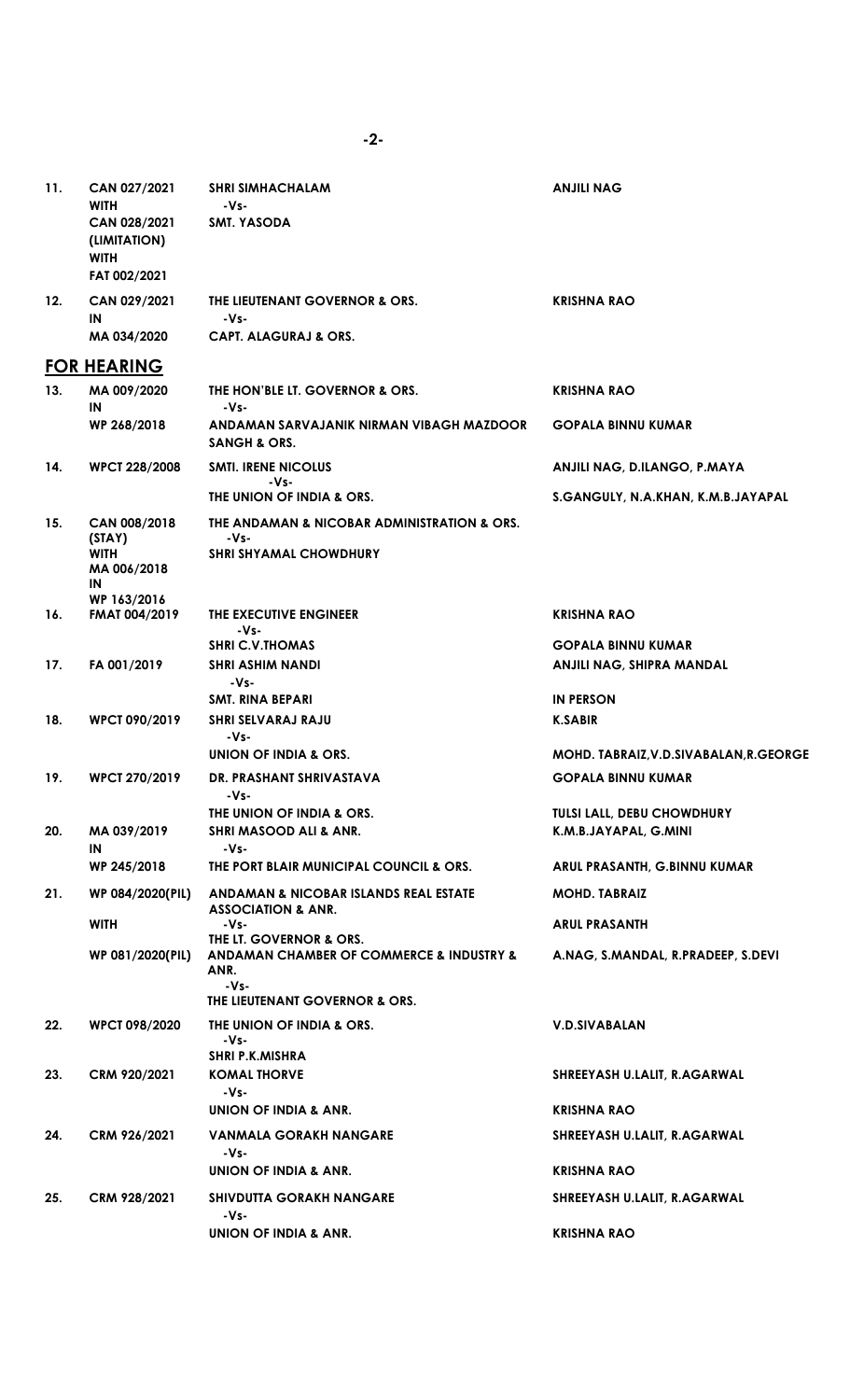| | | | |
|---|---|---|---|
| 11. | CAN 027/2021<br>WITH<br>CAN 028/2021<br>(LIMITATION)<br>WITH<br>FAT 002/2021 | **SHRI SIMHACHALAM**<br>-Vs-<br>**SMT. YASODA** | **ANJILI NAG** |
| 12. | CAN 029/2021<br>IN<br>MA 034/2020 | **THE LIEUTENANT GOVERNOR & ORS.**<br>-Vs-<br>**CAPT. ALAGURAJ & ORS.** | **KRISHNA RAO** |

## FOR HEARING

| | | | |
|---|---|---|---|
| 13. | MA 009/2020<br>IN<br>WP 268/2018 | **THE HON'BLE LT. GOVERNOR & ORS.**<br>-Vs-<br>**ANDAMAN SARVAJANIK NIRMAN VIBAGH MAZDOOR SANGH & ORS.** | **KRISHNA RAO**<br><br>**GOPALA BINNU KUMAR** |
| 14. | WPCT 228/2008 | **SMTI. IRENE NICOLUS**<br>-Vs-<br>**THE UNION OF INDIA & ORS.** | **ANJILI NAG, D.ILANGO, P.MAYA**<br><br>**S.GANGULY, N.A.KHAN, K.M.B.JAYAPAL** |
| 15. | CAN 008/2018<br>(STAY)<br>WITH<br>MA 006/2018<br>IN<br>WP 163/2016 | **THE ANDAMAN & NICOBAR ADMINISTRATION & ORS.**<br>-Vs-<br>**SHRI SHYAMAL CHOWDHURY** | |
| 16. | FMAT 004/2019 | **THE EXECUTIVE ENGINEER**<br>-Vs-<br>**SHRI C.V.THOMAS** | **KRISHNA RAO**<br><br>**GOPALA BINNU KUMAR** |
| 17. | FA 001/2019 | **SHRI ASHIM NANDI**<br>-Vs-<br>**SMT. RINA BEPARI** | **ANJILI NAG, SHIPRA MANDAL**<br><br>**IN PERSON** |
| 18. | WPCT 090/2019 | **SHRI SELVARAJ RAJU**<br>-Vs-<br>**UNION OF INDIA & ORS.** | **K.SABIR**<br><br>**MOHD. TABRAIZ,V.D.SIVABALAN,R.GEORGE** |
| 19. | WPCT 270/2019 | **DR. PRASHANT SHRIVASTAVA**<br>-Vs-<br>**THE UNION OF INDIA & ORS.** | **GOPALA BINNU KUMAR**<br><br>**TULSI LALL, DEBU CHOWDHURY** |
| 20. | MA 039/2019<br>IN<br>WP 245/2018 | **SHRI MASOOD ALI & ANR.**<br>-Vs-<br>**THE PORT BLAIR MUNICIPAL COUNCIL & ORS.** | **K.M.B.JAYAPAL, G.MINI**<br><br>**ARUL PRASANTH, G.BINNU KUMAR** |
| 21. | WP 084/2020(PIL)<br><br>WITH<br><br>WP 081/2020(PIL) | **ANDAMAN & NICOBAR ISLANDS REAL ESTATE ASSOCIATION & ANR.**<br>-Vs-<br>**THE LT. GOVERNOR & ORS.**<br>**ANDAMAN CHAMBER OF COMMERCE & INDUSTRY & ANR.**<br>-Vs-<br>**THE LIEUTENANT GOVERNOR & ORS.** | **MOHD. TABRAIZ**<br><br>**ARUL PRASANTH**<br><br>**A.NAG, S.MANDAL, R.PRADEEP, S.DEVI** |
| 22. | WPCT 098/2020 | **THE UNION OF INDIA & ORS.**<br>-Vs-<br>**SHRI P.K.MISHRA** | **V.D.SIVABALAN** |
| 23. | CRM 920/2021 | **KOMAL THORVE**<br>-Vs-<br>**UNION OF INDIA & ANR.** | **SHREEYASH U.LALIT, R.AGARWAL**<br><br>**KRISHNA RAO** |
| 24. | CRM 926/2021 | **VANMALA GORAKH NANGARE**<br>-Vs-<br>**UNION OF INDIA & ANR.** | **SHREEYASH U.LALIT, R.AGARWAL**<br><br>**KRISHNA RAO** |
| 25. | CRM 928/2021 | **SHIVDUTTA GORAKH NANGARE**<br>-Vs-<br>**UNION OF INDIA & ANR.** | **SHREEYASH U.LALIT, R.AGARWAL**<br><br>**KRISHNA RAO** |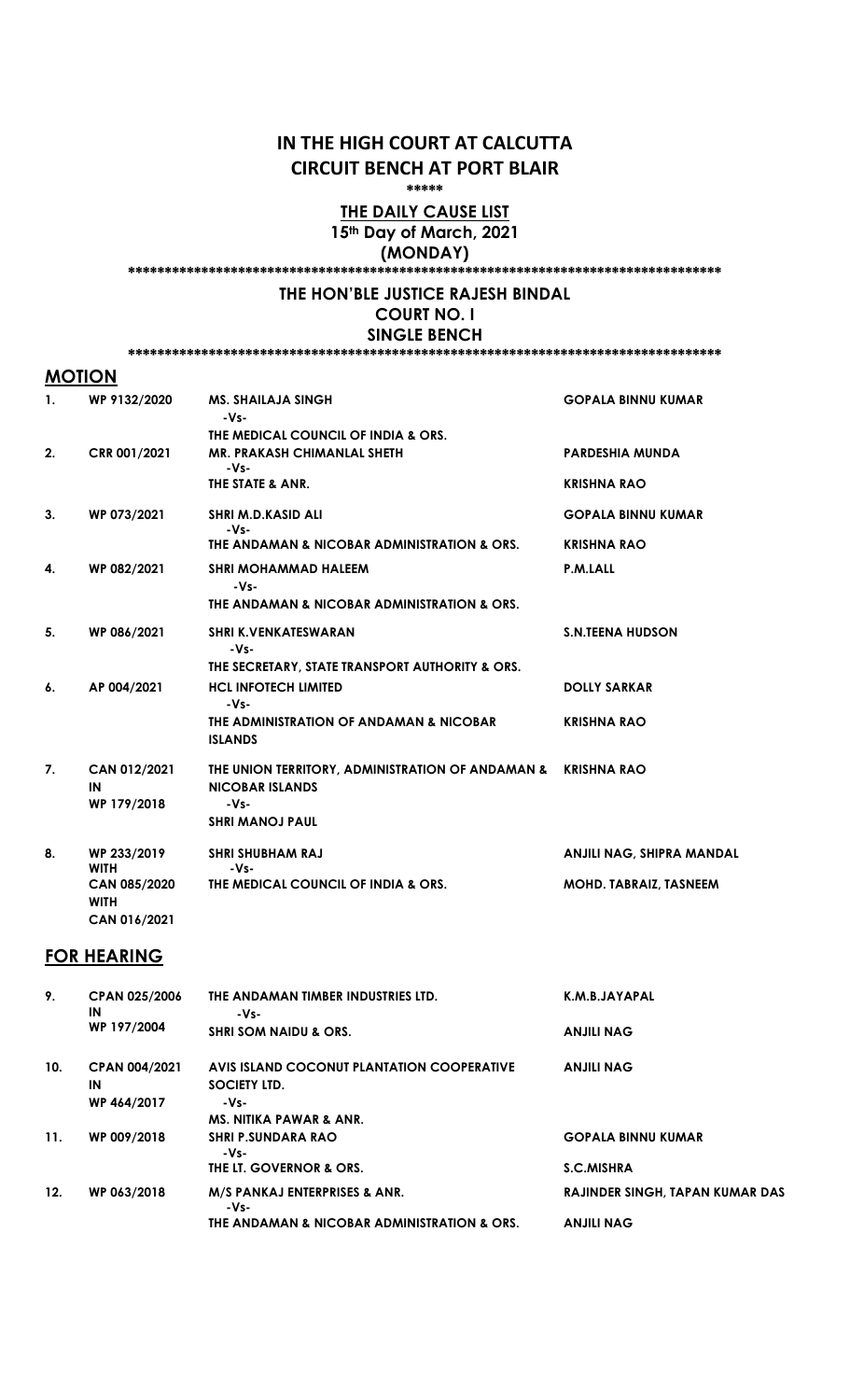# IN THE HIGH COURT AT CALCUTTA
# CIRCUIT BENCH AT PORT BLAIR

\*\*\*\*\*

**THE DAILY CAUSE LIST**

**15th Day of March, 2021**

**(MONDAY)**

\*\*\*\*\*\*\*\*\*\*\*\*\*\*\*\*\*\*\*\*\*\*\*\*\*\*\*\*\*\*\*\*\*\*\*\*\*\*\*\*\*\*\*\*\*\*\*\*\*\*\*\*\*\*\*\*\*\*\*\*\*\*\*\*\*\*\*\*\*\*\*\*\*\*\*\*\*\*\*\*

**THE HON'BLE JUSTICE RAJESH BINDAL**

**COURT NO. I**

**SINGLE BENCH**

\*\*\*\*\*\*\*\*\*\*\*\*\*\*\*\*\*\*\*\*\*\*\*\*\*\*\*\*\*\*\*\*\*\*\*\*\*\*\*\*\*\*\*\*\*\*\*\*\*\*\*\*\*\*\*\*\*\*\*\*\*\*\*\*\*\*\*\*\*\*\*\*\*\*\*\*\*\*\*\*

## MOTION

| | | | |
|---|---|---|---|
| 1. | WP 9132/2020 | MS. SHAILAJA SINGH<br>-Vs-<br>THE MEDICAL COUNCIL OF INDIA & ORS. | GOPALA BINNU KUMAR |
| 2. | CRR 001/2021 | MR. PRAKASH CHIMANLAL SHETH<br>-Vs-<br>THE STATE & ANR. | PARDESHIA MUNDA<br><br>KRISHNA RAO |
| 3. | WP 073/2021 | SHRI M.D.KASID ALI<br>-Vs-<br>THE ANDAMAN & NICOBAR ADMINISTRATION & ORS. | GOPALA BINNU KUMAR<br><br>KRISHNA RAO |
| 4. | WP 082/2021 | SHRI MOHAMMAD HALEEM<br>-Vs-<br>THE ANDAMAN & NICOBAR ADMINISTRATION & ORS. | P.M.LALL |
| 5. | WP 086/2021 | SHRI K.VENKATESWARAN<br>-Vs-<br>THE SECRETARY, STATE TRANSPORT AUTHORITY & ORS. | S.N.TEENA HUDSON |
| 6. | AP 004/2021 | HCL INFOTECH LIMITED<br>-Vs-<br>THE ADMINISTRATION OF ANDAMAN & NICOBAR ISLANDS | DOLLY SARKAR<br><br>KRISHNA RAO |
| 7. | CAN 012/2021<br>IN<br>WP 179/2018 | THE UNION TERRITORY, ADMINISTRATION OF ANDAMAN & NICOBAR ISLANDS<br>-Vs-<br>SHRI MANOJ PAUL | KRISHNA RAO |
| 8. | WP 233/2019<br>WITH<br>CAN 085/2020<br>WITH<br>CAN 016/2021 | SHRI SHUBHAM RAJ<br>-Vs-<br>THE MEDICAL COUNCIL OF INDIA & ORS. | ANJILI NAG, SHIPRA MANDAL<br><br>MOHD. TABRAIZ, TASNEEM |

## FOR HEARING

| | | | |
|---|---|---|---|
| 9. | CPAN 025/2006<br>IN<br>WP 197/2004 | THE ANDAMAN TIMBER INDUSTRIES LTD.<br>-Vs-<br>SHRI SOM NAIDU & ORS. | K.M.B.JAYAPAL<br><br>ANJILI NAG |
| 10. | CPAN 004/2021<br>IN<br>WP 464/2017 | AVIS ISLAND COCONUT PLANTATION COOPERATIVE SOCIETY LTD.<br>-Vs-<br>MS. NITIKA PAWAR & ANR. | ANJILI NAG |
| 11. | WP 009/2018 | SHRI P.SUNDARA RAO<br>-Vs-<br>THE LT. GOVERNOR & ORS. | GOPALA BINNU KUMAR<br><br>S.C.MISHRA |
| 12. | WP 063/2018 | M/S PANKAJ ENTERPRISES & ANR.<br>-Vs-<br>THE ANDAMAN & NICOBAR ADMINISTRATION & ORS. | RAJINDER SINGH, TAPAN KUMAR DAS<br><br>ANJILI NAG |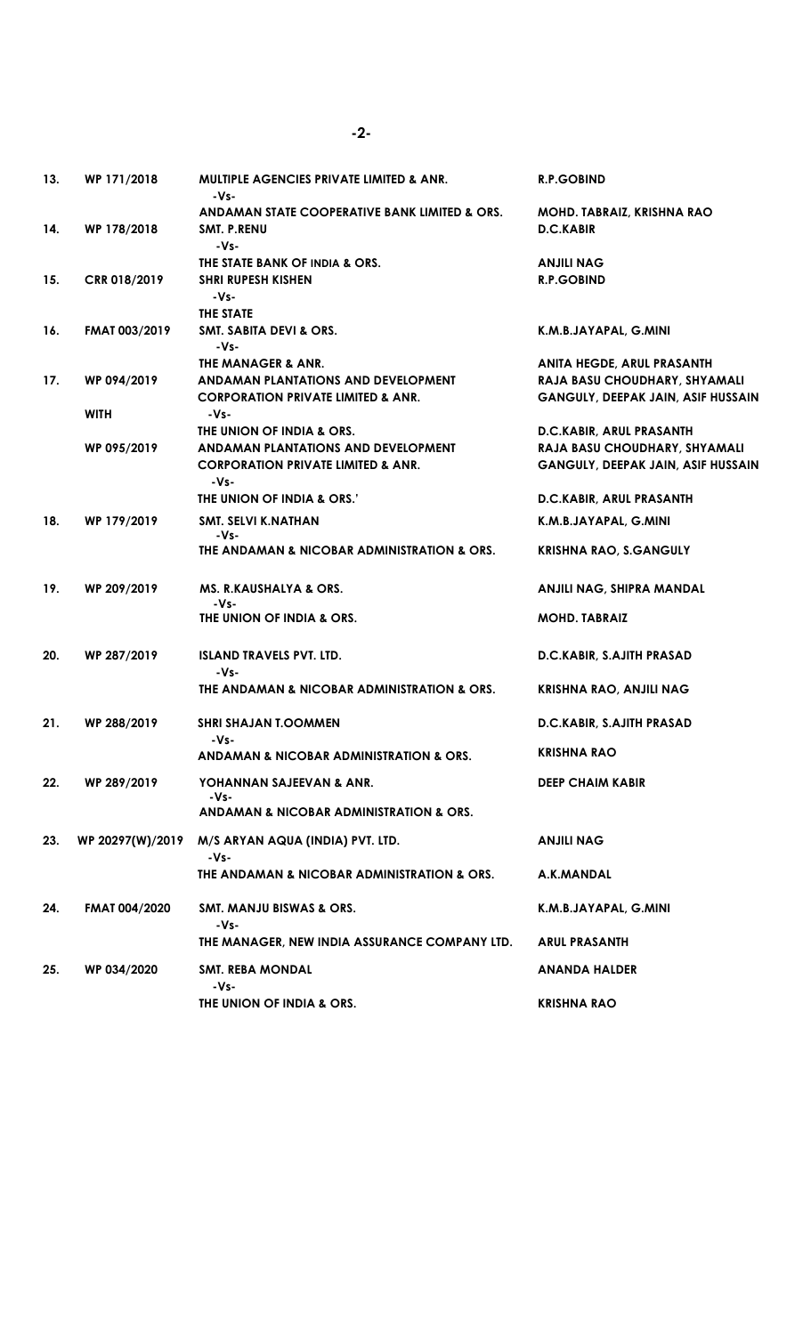| 13. | WP 171/2018 | MULTIPLE AGENCIES PRIVATE LIMITED & ANR.<br>-Vs-<br>ANDAMAN STATE COOPERATIVE BANK LIMITED & ORS. | R.P.GOBIND<br><br>MOHD. TABRAIZ, KRISHNA RAO |
|---|---|---|---|
| 14. | WP 178/2018 | SMT. P.RENU<br>-Vs-<br>THE STATE BANK OF INDIA & ORS. | D.C.KABIR<br><br>ANJILI NAG |
| 15. | CRR 018/2019 | SHRI RUPESH KISHEN<br>-Vs-<br>THE STATE | R.P.GOBIND |
| 16. | FMAT 003/2019 | SMT. SABITA DEVI & ORS.<br>-Vs-<br>THE MANAGER & ANR. | K.M.B.JAYAPAL, G.MINI<br><br>ANITA HEGDE, ARUL PRASANTH |
| 17. | WP 094/2019 | ANDAMAN PLANTATIONS AND DEVELOPMENT CORPORATION PRIVATE LIMITED & ANR.<br>-Vs-<br>THE UNION OF INDIA & ORS. | RAJA BASU CHOUDHARY, SHYAMALI GANGULY, DEEPAK JAIN, ASIF HUSSAIN<br><br>D.C.KABIR, ARUL PRASANTH |
| | WITH | | |
| | WP 095/2019 | ANDAMAN PLANTATIONS AND DEVELOPMENT CORPORATION PRIVATE LIMITED & ANR.<br>-Vs-<br>THE UNION OF INDIA & ORS.' | RAJA BASU CHOUDHARY, SHYAMALI GANGULY, DEEPAK JAIN, ASIF HUSSAIN<br><br>D.C.KABIR, ARUL PRASANTH |
| 18. | WP 179/2019 | SMT. SELVI K.NATHAN<br>-Vs-<br>THE ANDAMAN & NICOBAR ADMINISTRATION & ORS. | K.M.B.JAYAPAL, G.MINI<br><br>KRISHNA RAO, S.GANGULY |
| 19. | WP 209/2019 | MS. R.KAUSHALYA & ORS.<br>-Vs-<br>THE UNION OF INDIA & ORS. | ANJILI NAG, SHIPRA MANDAL<br><br>MOHD. TABRAIZ |
| 20. | WP 287/2019 | ISLAND TRAVELS PVT. LTD.<br>-Vs-<br>THE ANDAMAN & NICOBAR ADMINISTRATION & ORS. | D.C.KABIR, S.AJITH PRASAD<br><br>KRISHNA RAO, ANJILI NAG |
| 21. | WP 288/2019 | SHRI SHAJAN T.OOMMEN<br>-Vs-<br>ANDAMAN & NICOBAR ADMINISTRATION & ORS. | D.C.KABIR, S.AJITH PRASAD<br><br>KRISHNA RAO |
| 22. | WP 289/2019 | YOHANNAN SAJEEVAN & ANR.<br>-Vs-<br>ANDAMAN & NICOBAR ADMINISTRATION & ORS. | DEEP CHAIM KABIR |
| 23. | WP 20297(W)/2019 | M/S ARYAN AQUA (INDIA) PVT. LTD.<br>-Vs-<br>THE ANDAMAN & NICOBAR ADMINISTRATION & ORS. | ANJILI NAG<br><br>A.K.MANDAL |
| 24. | FMAT 004/2020 | SMT. MANJU BISWAS & ORS.<br>-Vs-<br>THE MANAGER, NEW INDIA ASSURANCE COMPANY LTD. | K.M.B.JAYAPAL, G.MINI<br><br>ARUL PRASANTH |
| 25. | WP 034/2020 | SMT. REBA MONDAL<br>-Vs-<br>THE UNION OF INDIA & ORS. | ANANDA HALDER<br><br>KRISHNA RAO |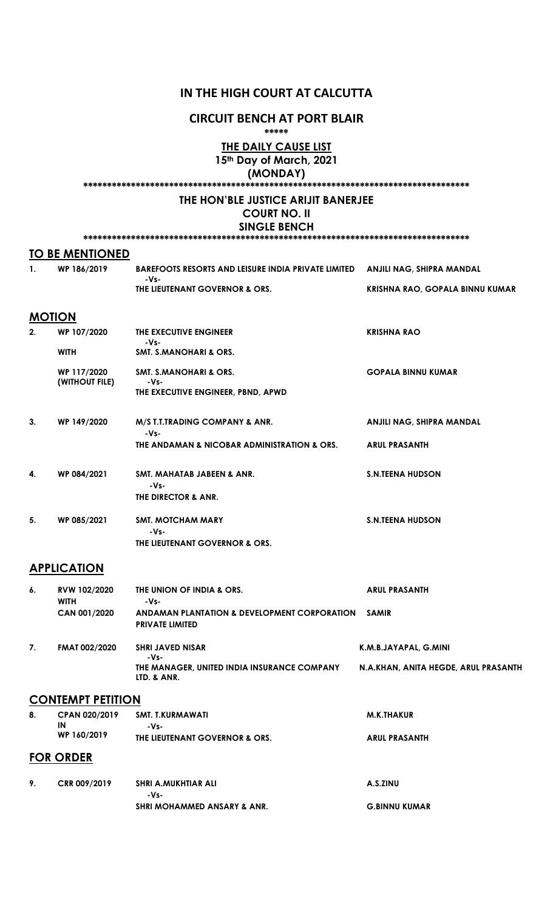# IN THE HIGH COURT AT CALCUTTA

## CIRCUIT BENCH AT PORT BLAIR

\*\*\*\*\*

**THE DAILY CAUSE LIST**

**15th Day of March, 2021**

**(MONDAY)**

\*\*\*\*\*\*\*\*\*\*\*\*\*\*\*\*\*\*\*\*\*\*\*\*\*\*\*\*\*\*\*\*\*\*\*\*\*\*\*\*\*\*\*\*\*\*\*\*\*\*\*\*\*\*\*\*\*\*\*\*\*\*\*\*\*\*\*\*\*\*\*\*\*\*\*\*\*\*\*\*\*\*\*\*

**THE HON'BLE JUSTICE ARIJIT BANERJEE**

**COURT NO. II**

**SINGLE BENCH**

\*\*\*\*\*\*\*\*\*\*\*\*\*\*\*\*\*\*\*\*\*\*\*\*\*\*\*\*\*\*\*\*\*\*\*\*\*\*\*\*\*\*\*\*\*\*\*\*\*\*\*\*\*\*\*\*\*\*\*\*\*\*\*\*\*\*\*\*\*\*\*\*\*\*\*\*\*\*\*\*\*\*\*\*

## TO BE MENTIONED

| | | | |
|---|---|---|---|
| 1. | WP 186/2019 | BAREFOOTS RESORTS AND LEISURE INDIA PRIVATE LIMITED -Vs- THE LIEUTENANT GOVERNOR & ORS. | ANJILI NAG, SHIPRA MANDAL / KRISHNA RAO, GOPALA BINNU KUMAR |

## MOTION

| | | | |
|---|---|---|---|
| 2. | WP 107/2020 WITH | THE EXECUTIVE ENGINEER -Vs- SMT. S.MANOHARI & ORS. | KRISHNA RAO |
| | WP 117/2020 (WITHOUT FILE) | SMT. S.MANOHARI & ORS. -Vs- THE EXECUTIVE ENGINEER, PBND, APWD | GOPALA BINNU KUMAR |
| 3. | WP 149/2020 | M/S T.T.TRADING COMPANY & ANR. -Vs- THE ANDAMAN & NICOBAR ADMINISTRATION & ORS. | ANJILI NAG, SHIPRA MANDAL / ARUL PRASANTH |
| 4. | WP 084/2021 | SMT. MAHATAB JABEEN & ANR. -Vs- THE DIRECTOR & ANR. | S.N.TEENA HUDSON |
| 5. | WP 085/2021 | SMT. MOTCHAM MARY -Vs- THE LIEUTENANT GOVERNOR & ORS. | S.N.TEENA HUDSON |

## APPLICATION

| | | | |
|---|---|---|---|
| 6. | RVW 102/2020 WITH CAN 001/2020 | THE UNION OF INDIA & ORS. -Vs- ANDAMAN PLANTATION & DEVELOPMENT CORPORATION PRIVATE LIMITED | ARUL PRASANTH / SAMIR |
| 7. | FMAT 002/2020 | SHRI JAVED NISAR -Vs- THE MANAGER, UNITED INDIA INSURANCE COMPANY LTD. & ANR. | K.M.B.JAYAPAL, G.MINI / N.A.KHAN, ANITA HEGDE, ARUL PRASANTH |

## CONTEMPT PETITION

| | | | |
|---|---|---|---|
| 8. | CPAN 020/2019 IN WP 160/2019 | SMT. T.KURMAWATI -Vs- THE LIEUTENANT GOVERNOR & ORS. | M.K.THAKUR / ARUL PRASANTH |

## FOR ORDER

| | | | |
|---|---|---|---|
| 9. | CRR 009/2019 | SHRI A.MUKHTIAR ALI -Vs- SHRI MOHAMMED ANSARY & ANR. | A.S.ZINU / G.BINNU KUMAR |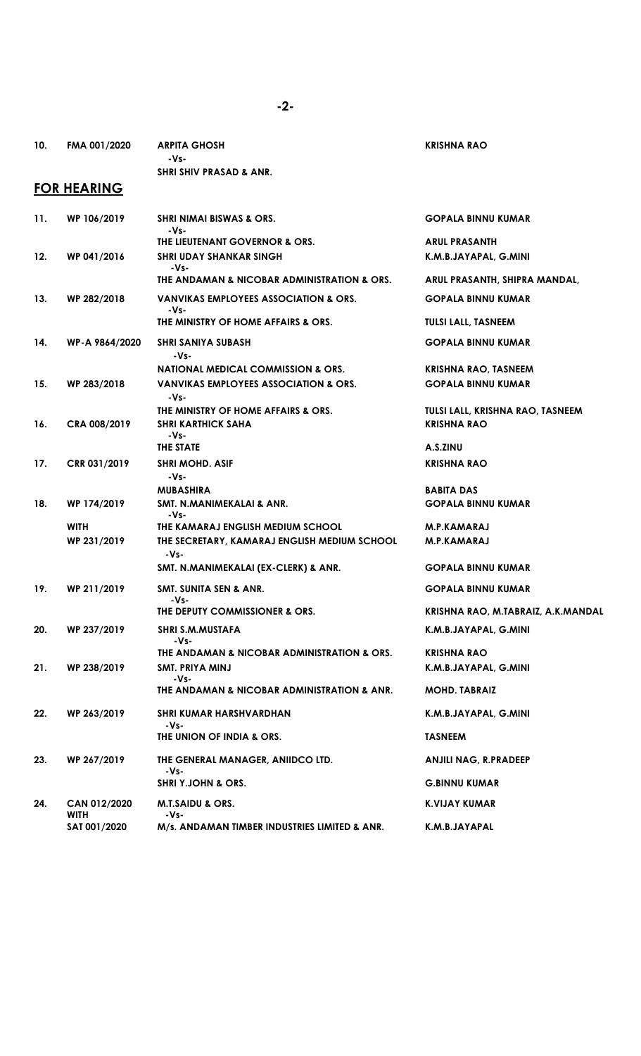| | | | |
|---|---|---|---|
| 10. | FMA 001/2020 | **ARPITA GHOSH**<br>-Vs-<br>**SHRI SHIV PRASAD & ANR.** | **KRISHNA RAO** |

## FOR HEARING

| | | | |
|---|---|---|---|
| 11. | WP 106/2019 | **SHRI NIMAI BISWAS & ORS.**<br>-Vs-<br>**THE LIEUTENANT GOVERNOR & ORS.** | **GOPALA BINNU KUMAR**<br><br>**ARUL PRASANTH** |
| 12. | WP 041/2016 | **SHRI UDAY SHANKAR SINGH**<br>-Vs-<br>**THE ANDAMAN & NICOBAR ADMINISTRATION & ORS.** | **K.M.B.JAYAPAL, G.MINI**<br><br>**ARUL PRASANTH, SHIPRA MANDAL,** |
| 13. | WP 282/2018 | **VANVIKAS EMPLOYEES ASSOCIATION & ORS.**<br>-Vs-<br>**THE MINISTRY OF HOME AFFAIRS & ORS.** | **GOPALA BINNU KUMAR**<br><br>**TULSI LALL, TASNEEM** |
| 14. | WP-A 9864/2020 | **SHRI SANIYA SUBASH**<br>-Vs-<br>**NATIONAL MEDICAL COMMISSION & ORS.** | **GOPALA BINNU KUMAR**<br><br>**KRISHNA RAO, TASNEEM** |
| 15. | WP 283/2018 | **VANVIKAS EMPLOYEES ASSOCIATION & ORS.**<br>-Vs-<br>**THE MINISTRY OF HOME AFFAIRS & ORS.** | **GOPALA BINNU KUMAR**<br><br>**TULSI LALL, KRISHNA RAO, TASNEEM** |
| 16. | CRA 008/2019 | **SHRI KARTHICK SAHA**<br>-Vs-<br>**THE STATE** | **KRISHNA RAO**<br><br>**A.S.ZINU** |
| 17. | CRR 031/2019 | **SHRI MOHD. ASIF**<br>-Vs-<br>**MUBASHIRA** | **KRISHNA RAO**<br><br>**BABITA DAS** |
| 18. | WP 174/2019 | **SMT. N.MANIMEKALAI & ANR.**<br>-Vs- | **GOPALA BINNU KUMAR** |
| | **WITH** | **THE KAMARAJ ENGLISH MEDIUM SCHOOL** | **M.P.KAMARAJ** |
| | WP 231/2019 | **THE SECRETARY, KAMARAJ ENGLISH MEDIUM SCHOOL**<br>-Vs-<br>**SMT. N.MANIMEKALAI (EX-CLERK) & ANR.** | **M.P.KAMARAJ**<br><br>**GOPALA BINNU KUMAR** |
| 19. | WP 211/2019 | **SMT. SUNITA SEN & ANR.**<br>-Vs-<br>**THE DEPUTY COMMISSIONER & ORS.** | **GOPALA BINNU KUMAR**<br><br>**KRISHNA RAO, M.TABRAIZ, A.K.MANDAL** |
| 20. | WP 237/2019 | **SHRI S.M.MUSTAFA**<br>-Vs-<br>**THE ANDAMAN & NICOBAR ADMINISTRATION & ORS.** | **K.M.B.JAYAPAL, G.MINI**<br><br>**KRISHNA RAO** |
| 21. | WP 238/2019 | **SMT. PRIYA MINJ**<br>-Vs-<br>**THE ANDAMAN & NICOBAR ADMINISTRATION & ANR.** | **K.M.B.JAYAPAL, G.MINI**<br><br>**MOHD. TABRAIZ** |
| 22. | WP 263/2019 | **SHRI KUMAR HARSHVARDHAN**<br>-Vs-<br>**THE UNION OF INDIA & ORS.** | **K.M.B.JAYAPAL, G.MINI**<br><br>**TASNEEM** |
| 23. | WP 267/2019 | **THE GENERAL MANAGER, ANIIDCO LTD.**<br>-Vs-<br>**SHRI Y.JOHN & ORS.** | **ANJILI NAG, R.PRADEEP**<br><br>**G.BINNU KUMAR** |
| 24. | CAN 012/2020<br>**WITH**<br>SAT 001/2020 | **M.T.SAIDU & ORS.**<br>-Vs-<br>**M/s. ANDAMAN TIMBER INDUSTRIES LIMITED & ANR.** | **K.VIJAY KUMAR**<br><br>**K.M.B.JAYAPAL** |